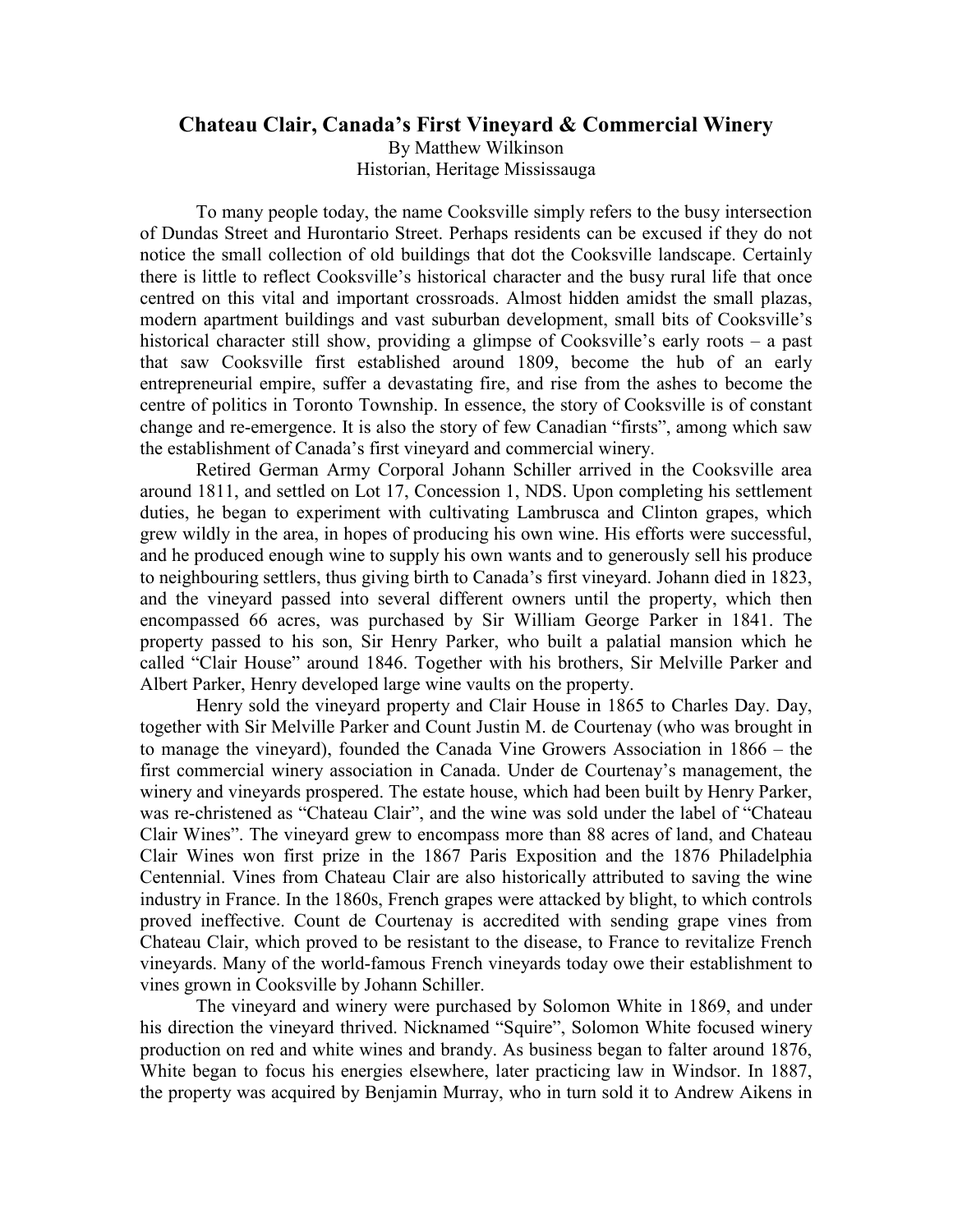# Chateau Clair, Canada's First Vineyard & Commercial Winery

By Matthew Wilkinson
Historian, Heritage Mississauga

To many people today, the name Cooksville simply refers to the busy intersection of Dundas Street and Hurontario Street. Perhaps residents can be excused if they do not notice the small collection of old buildings that dot the Cooksville landscape. Certainly there is little to reflect Cooksville's historical character and the busy rural life that once centred on this vital and important crossroads. Almost hidden amidst the small plazas, modern apartment buildings and vast suburban development, small bits of Cooksville's historical character still show, providing a glimpse of Cooksville's early roots – a past that saw Cooksville first established around 1809, become the hub of an early entrepreneurial empire, suffer a devastating fire, and rise from the ashes to become the centre of politics in Toronto Township. In essence, the story of Cooksville is of constant change and re-emergence. It is also the story of few Canadian "firsts", among which saw the establishment of Canada's first vineyard and commercial winery.

Retired German Army Corporal Johann Schiller arrived in the Cooksville area around 1811, and settled on Lot 17, Concession 1, NDS. Upon completing his settlement duties, he began to experiment with cultivating Lambrusca and Clinton grapes, which grew wildly in the area, in hopes of producing his own wine. His efforts were successful, and he produced enough wine to supply his own wants and to generously sell his produce to neighbouring settlers, thus giving birth to Canada's first vineyard. Johann died in 1823, and the vineyard passed into several different owners until the property, which then encompassed 66 acres, was purchased by Sir William George Parker in 1841. The property passed to his son, Sir Henry Parker, who built a palatial mansion which he called "Clair House" around 1846. Together with his brothers, Sir Melville Parker and Albert Parker, Henry developed large wine vaults on the property.

Henry sold the vineyard property and Clair House in 1865 to Charles Day. Day, together with Sir Melville Parker and Count Justin M. de Courtenay (who was brought in to manage the vineyard), founded the Canada Vine Growers Association in 1866 – the first commercial winery association in Canada. Under de Courtenay's management, the winery and vineyards prospered. The estate house, which had been built by Henry Parker, was re-christened as "Chateau Clair", and the wine was sold under the label of "Chateau Clair Wines". The vineyard grew to encompass more than 88 acres of land, and Chateau Clair Wines won first prize in the 1867 Paris Exposition and the 1876 Philadelphia Centennial. Vines from Chateau Clair are also historically attributed to saving the wine industry in France. In the 1860s, French grapes were attacked by blight, to which controls proved ineffective. Count de Courtenay is accredited with sending grape vines from Chateau Clair, which proved to be resistant to the disease, to France to revitalize French vineyards. Many of the world-famous French vineyards today owe their establishment to vines grown in Cooksville by Johann Schiller.

The vineyard and winery were purchased by Solomon White in 1869, and under his direction the vineyard thrived. Nicknamed "Squire", Solomon White focused winery production on red and white wines and brandy. As business began to falter around 1876, White began to focus his energies elsewhere, later practicing law in Windsor. In 1887, the property was acquired by Benjamin Murray, who in turn sold it to Andrew Aikens in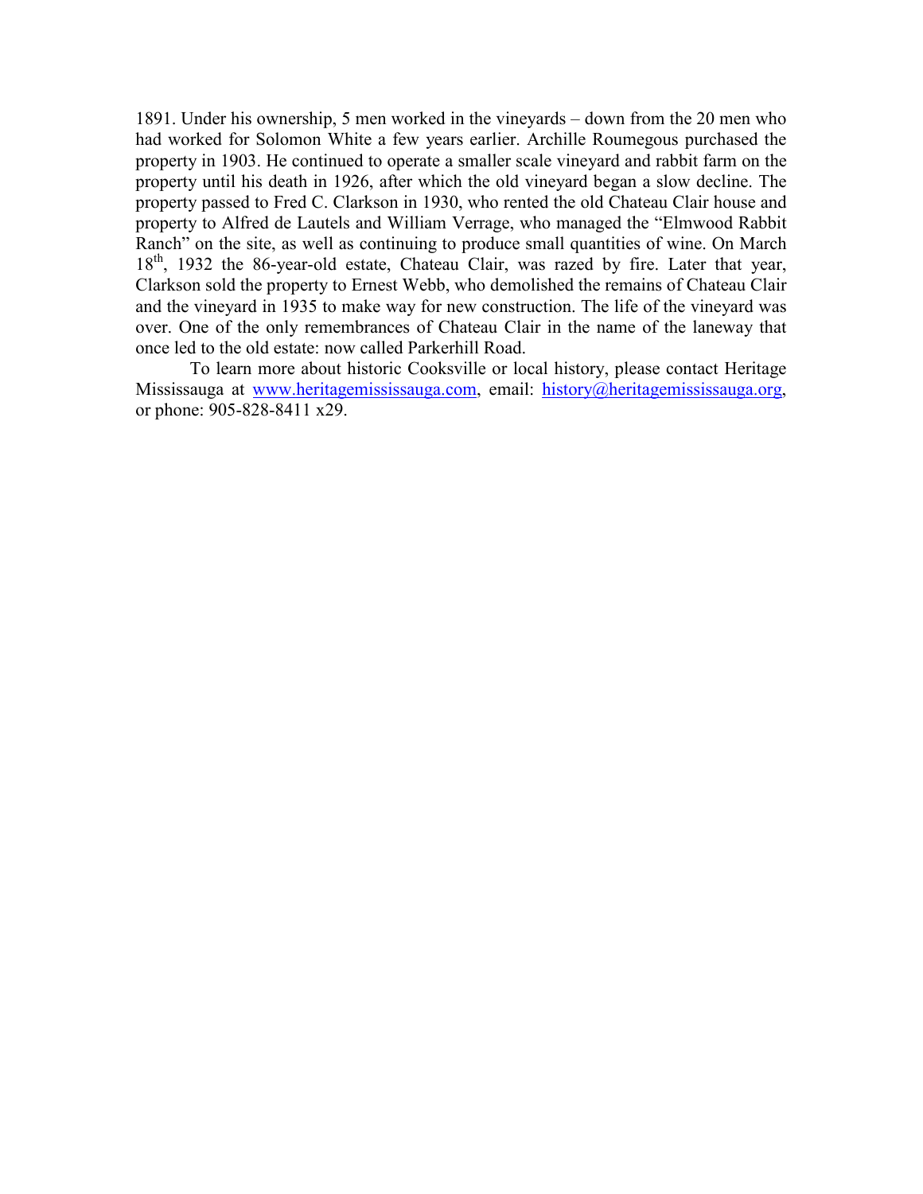1891. Under his ownership, 5 men worked in the vineyards – down from the 20 men who had worked for Solomon White a few years earlier. Archille Roumegous purchased the property in 1903. He continued to operate a smaller scale vineyard and rabbit farm on the property until his death in 1926, after which the old vineyard began a slow decline. The property passed to Fred C. Clarkson in 1930, who rented the old Chateau Clair house and property to Alfred de Lautels and William Verrage, who managed the "Elmwood Rabbit Ranch" on the site, as well as continuing to produce small quantities of wine. On March 18th, 1932 the 86-year-old estate, Chateau Clair, was razed by fire. Later that year, Clarkson sold the property to Ernest Webb, who demolished the remains of Chateau Clair and the vineyard in 1935 to make way for new construction. The life of the vineyard was over. One of the only remembrances of Chateau Clair in the name of the laneway that once led to the old estate: now called Parkerhill Road.

To learn more about historic Cooksville or local history, please contact Heritage Mississauga at www.heritagemississauga.com, email: history@heritagemississauga.org, or phone: 905-828-8411 x29.